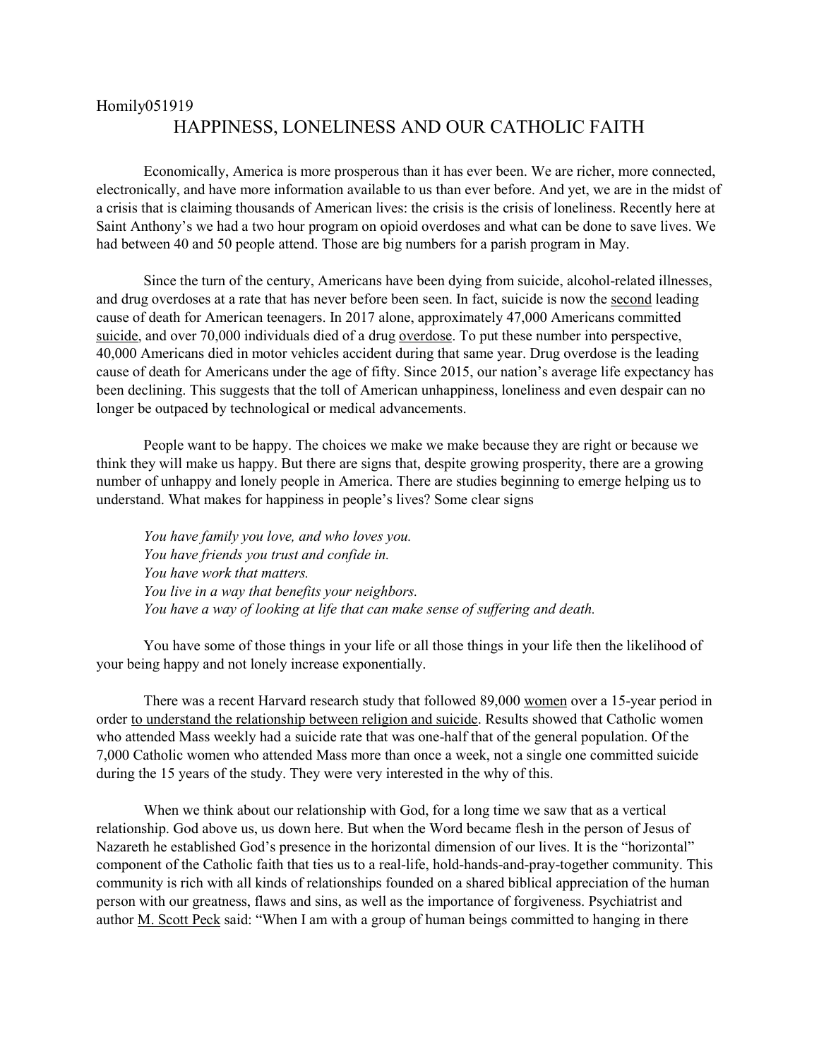Homily051919

# HAPPINESS, LONELINESS AND OUR CATHOLIC FAITH

Economically, America is more prosperous than it has ever been. We are richer, more connected, electronically, and have more information available to us than ever before. And yet, we are in the midst of a crisis that is claiming thousands of American lives: the crisis is the crisis of loneliness. Recently here at Saint Anthony's we had a two hour program on opioid overdoses and what can be done to save lives. We had between 40 and 50 people attend. Those are big numbers for a parish program in May.

Since the turn of the century, Americans have been dying from suicide, alcohol-related illnesses, and drug overdoses at a rate that has never before been seen. In fact, suicide is now the second leading cause of death for American teenagers. In 2017 alone, approximately 47,000 Americans committed suicide, and over 70,000 individuals died of a drug overdose. To put these number into perspective, 40,000 Americans died in motor vehicles accident during that same year. Drug overdose is the leading cause of death for Americans under the age of fifty. Since 2015, our nation's average life expectancy has been declining. This suggests that the toll of American unhappiness, loneliness and even despair can no longer be outpaced by technological or medical advancements.

People want to be happy. The choices we make we make because they are right or because we think they will make us happy. But there are signs that, despite growing prosperity, there are a growing number of unhappy and lonely people in America. There are studies beginning to emerge helping us to understand. What makes for happiness in people's lives? Some clear signs

*You have family you love, and who loves you.*
*You have friends you trust and confide in.*
*You have work that matters.*
*You live in a way that benefits your neighbors.*
*You have a way of looking at life that can make sense of suffering and death.*

You have some of those things in your life or all those things in your life then the likelihood of your being happy and not lonely increase exponentially.

There was a recent Harvard research study that followed 89,000 women over a 15-year period in order to understand the relationship between religion and suicide. Results showed that Catholic women who attended Mass weekly had a suicide rate that was one-half that of the general population. Of the 7,000 Catholic women who attended Mass more than once a week, not a single one committed suicide during the 15 years of the study. They were very interested in the why of this.

When we think about our relationship with God, for a long time we saw that as a vertical relationship. God above us, us down here. But when the Word became flesh in the person of Jesus of Nazareth he established God's presence in the horizontal dimension of our lives. It is the "horizontal" component of the Catholic faith that ties us to a real-life, hold-hands-and-pray-together community. This community is rich with all kinds of relationships founded on a shared biblical appreciation of the human person with our greatness, flaws and sins, as well as the importance of forgiveness. Psychiatrist and author M. Scott Peck said: "When I am with a group of human beings committed to hanging in there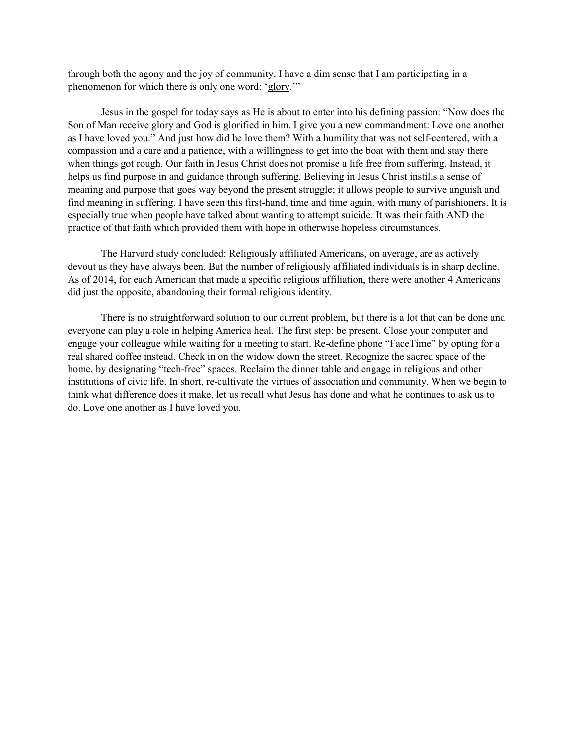through both the agony and the joy of community, I have a dim sense that I am participating in a phenomenon for which there is only one word: 'glory.'"

Jesus in the gospel for today says as He is about to enter into his defining passion: "Now does the Son of Man receive glory and God is glorified in him. I give you a new commandment: Love one another as I have loved you." And just how did he love them? With a humility that was not self-centered, with a compassion and a care and a patience, with a willingness to get into the boat with them and stay there when things got rough. Our faith in Jesus Christ does not promise a life free from suffering. Instead, it helps us find purpose in and guidance through suffering. Believing in Jesus Christ instills a sense of meaning and purpose that goes way beyond the present struggle; it allows people to survive anguish and find meaning in suffering. I have seen this first-hand, time and time again, with many of parishioners. It is especially true when people have talked about wanting to attempt suicide. It was their faith AND the practice of that faith which provided them with hope in otherwise hopeless circumstances.

The Harvard study concluded: Religiously affiliated Americans, on average, are as actively devout as they have always been. But the number of religiously affiliated individuals is in sharp decline. As of 2014, for each American that made a specific religious affiliation, there were another 4 Americans did just the opposite, abandoning their formal religious identity.

There is no straightforward solution to our current problem, but there is a lot that can be done and everyone can play a role in helping America heal. The first step: be present. Close your computer and engage your colleague while waiting for a meeting to start. Re-define phone "FaceTime" by opting for a real shared coffee instead. Check in on the widow down the street. Recognize the sacred space of the home, by designating "tech-free" spaces. Reclaim the dinner table and engage in religious and other institutions of civic life. In short, re-cultivate the virtues of association and community. When we begin to think what difference does it make, let us recall what Jesus has done and what he continues to ask us to do. Love one another as I have loved you.